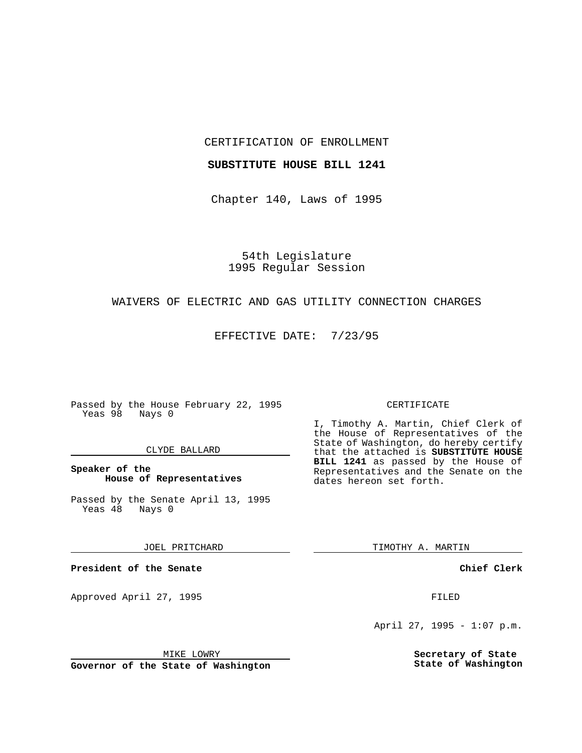CERTIFICATION OF ENROLLMENT

**SUBSTITUTE HOUSE BILL 1241**

Chapter 140, Laws of 1995

54th Legislature
1995 Regular Session

WAIVERS OF ELECTRIC AND GAS UTILITY CONNECTION CHARGES

EFFECTIVE DATE: 7/23/95

Passed by the House February 22, 1995
Yeas 98 Nays 0

CLYDE BALLARD

**Speaker of the House of Representatives**

Passed by the Senate April 13, 1995
Yeas 48 Nays 0

JOEL PRITCHARD

**President of the Senate**

Approved April 27, 1995

MIKE LOWRY

**Governor of the State of Washington**

CERTIFICATE

I, Timothy A. Martin, Chief Clerk of the House of Representatives of the State of Washington, do hereby certify that the attached is **SUBSTITUTE HOUSE BILL 1241** as passed by the House of Representatives and the Senate on the dates hereon set forth.

TIMOTHY A. MARTIN

**Chief Clerk**

FILED

April 27, 1995 - 1:07 p.m.

**Secretary of State**
**State of Washington**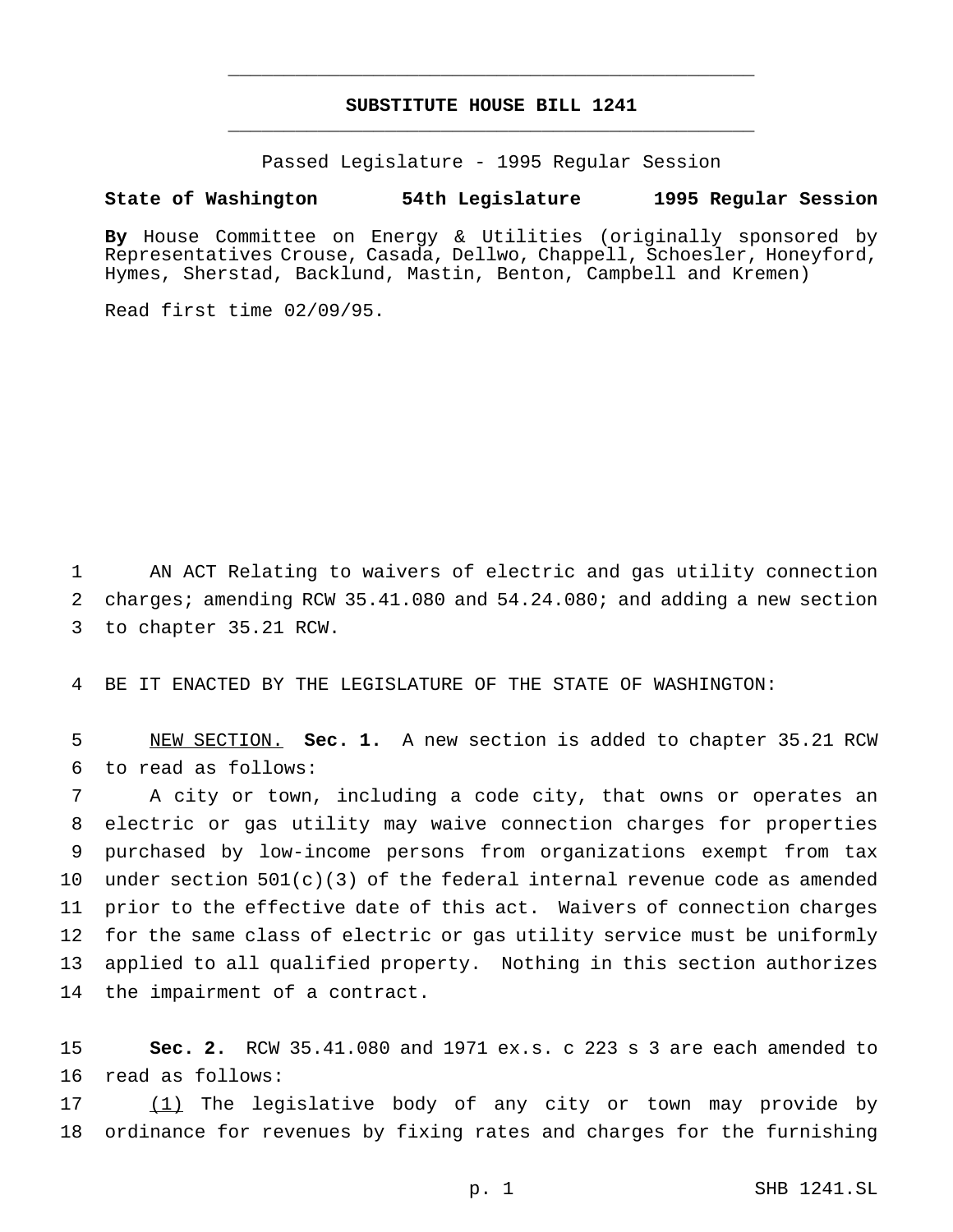# SUBSTITUTE HOUSE BILL 1241

Passed Legislature - 1995 Regular Session

**State of Washington 54th Legislature 1995 Regular Session**

**By** House Committee on Energy & Utilities (originally sponsored by Representatives Crouse, Casada, Dellwo, Chappell, Schoesler, Honeyford, Hymes, Sherstad, Backlund, Mastin, Benton, Campbell and Kremen)

Read first time 02/09/95.

AN ACT Relating to waivers of electric and gas utility connection charges; amending RCW 35.41.080 and 54.24.080; and adding a new section to chapter 35.21 RCW.

BE IT ENACTED BY THE LEGISLATURE OF THE STATE OF WASHINGTON:

NEW SECTION. **Sec. 1.** A new section is added to chapter 35.21 RCW to read as follows:

A city or town, including a code city, that owns or operates an electric or gas utility may waive connection charges for properties purchased by low-income persons from organizations exempt from tax under section 501(c)(3) of the federal internal revenue code as amended prior to the effective date of this act. Waivers of connection charges for the same class of electric or gas utility service must be uniformly applied to all qualified property. Nothing in this section authorizes the impairment of a contract.

**Sec. 2.** RCW 35.41.080 and 1971 ex.s. c 223 s 3 are each amended to read as follows:

(1) The legislative body of any city or town may provide by ordinance for revenues by fixing rates and charges for the furnishing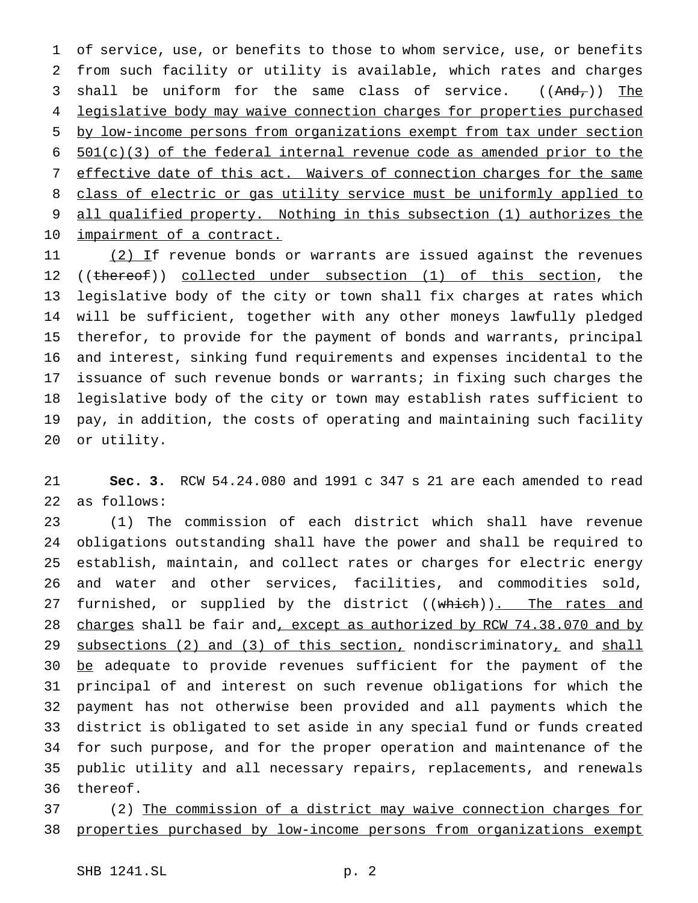of service, use, or benefits to those to whom service, use, or benefits from such facility or utility is available, which rates and charges shall be uniform for the same class of service. ((~~And,~~)) The legislative body may waive connection charges for properties purchased by low-income persons from organizations exempt from tax under section 501(c)(3) of the federal internal revenue code as amended prior to the effective date of this act. Waivers of connection charges for the same class of electric or gas utility service must be uniformly applied to all qualified property. Nothing in this subsection (1) authorizes the impairment of a contract.

(2) If revenue bonds or warrants are issued against the revenues ((~~thereof~~)) collected under subsection (1) of this section, the legislative body of the city or town shall fix charges at rates which will be sufficient, together with any other moneys lawfully pledged therefor, to provide for the payment of bonds and warrants, principal and interest, sinking fund requirements and expenses incidental to the issuance of such revenue bonds or warrants; in fixing such charges the legislative body of the city or town may establish rates sufficient to pay, in addition, the costs of operating and maintaining such facility or utility.

**Sec. 3.** RCW 54.24.080 and 1991 c 347 s 21 are each amended to read as follows:

(1) The commission of each district which shall have revenue obligations outstanding shall have the power and shall be required to establish, maintain, and collect rates or charges for electric energy and water and other services, facilities, and commodities sold, furnished, or supplied by the district ((~~which~~)). The rates and charges shall be fair and, except as authorized by RCW 74.38.070 and by subsections (2) and (3) of this section, nondiscriminatory, and shall be adequate to provide revenues sufficient for the payment of the principal of and interest on such revenue obligations for which the payment has not otherwise been provided and all payments which the district is obligated to set aside in any special fund or funds created for such purpose, and for the proper operation and maintenance of the public utility and all necessary repairs, replacements, and renewals thereof.

(2) The commission of a district may waive connection charges for properties purchased by low-income persons from organizations exempt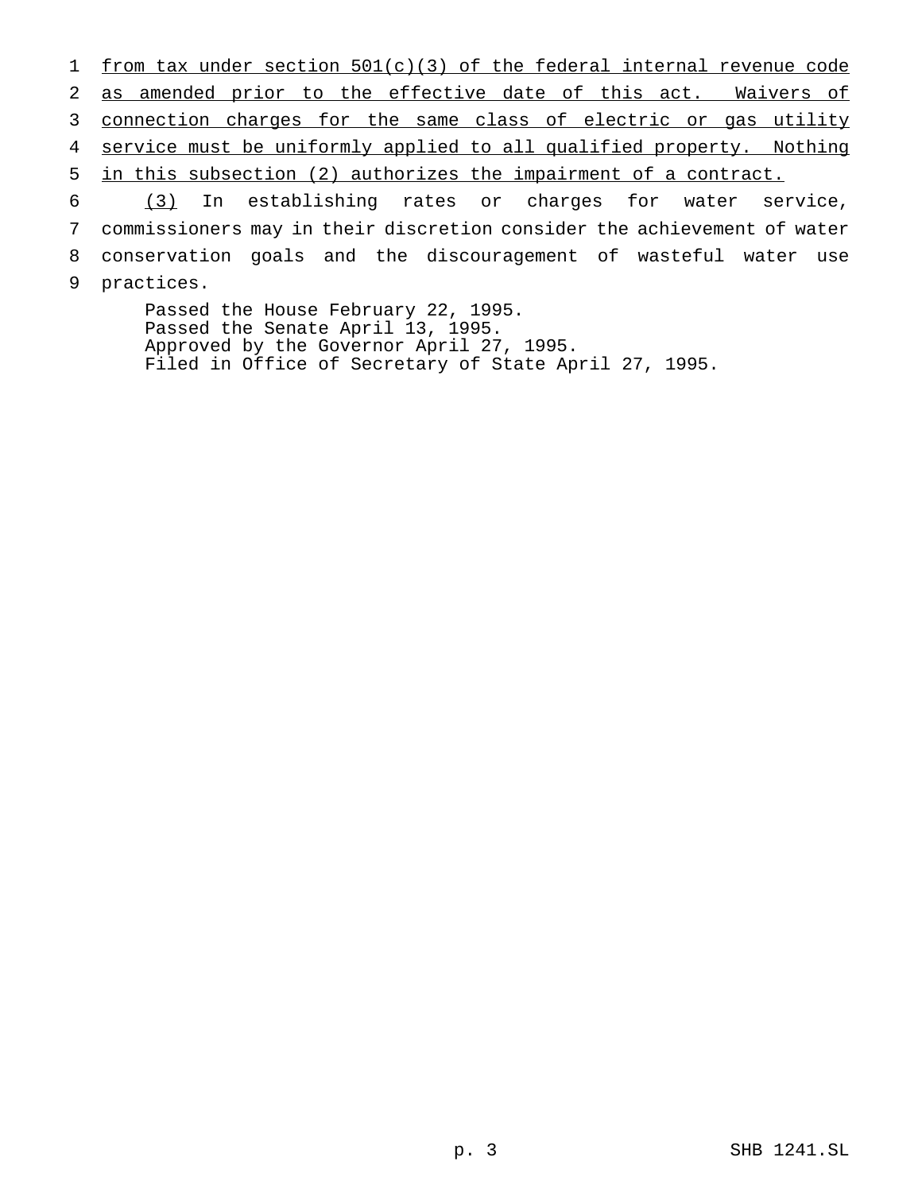from tax under section 501(c)(3) of the federal internal revenue code as amended prior to the effective date of this act. Waivers of connection charges for the same class of electric or gas utility service must be uniformly applied to all qualified property. Nothing in this subsection (2) authorizes the impairment of a contract.

(3) In establishing rates or charges for water service, commissioners may in their discretion consider the achievement of water conservation goals and the discouragement of wasteful water use practices.

Passed the House February 22, 1995.
Passed the Senate April 13, 1995.
Approved by the Governor April 27, 1995.
Filed in Office of Secretary of State April 27, 1995.